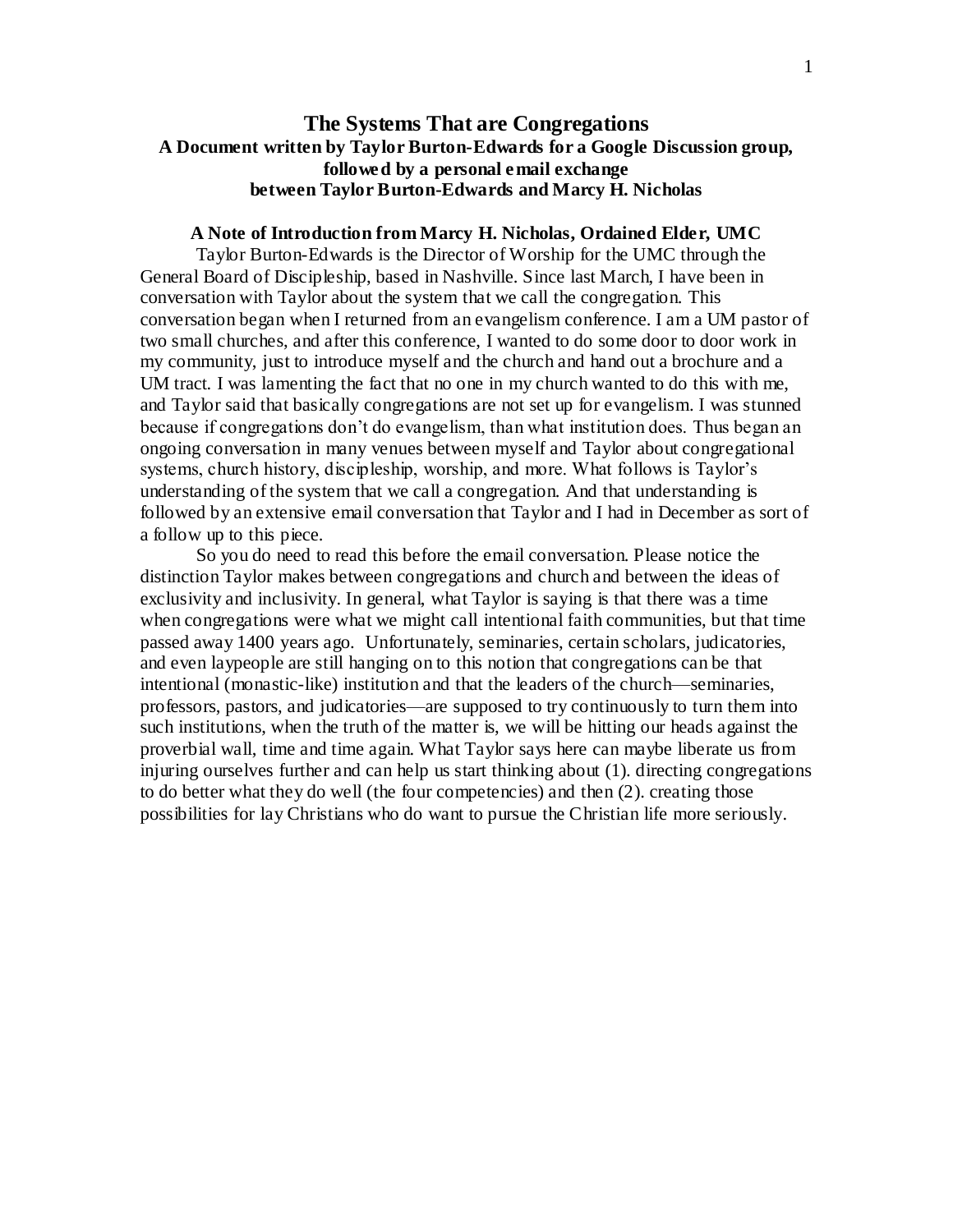# The Systems That are Congregations

## A Document written by Taylor Burton-Edwards for a Google Discussion group, followed by a personal email exchange between Taylor Burton-Edwards and Marcy H. Nicholas

### A Note of Introduction from Marcy H. Nicholas, Ordained Elder, UMC

Taylor Burton-Edwards is the Director of Worship for the UMC through the General Board of Discipleship, based in Nashville. Since last March, I have been in conversation with Taylor about the system that we call the congregation. This conversation began when I returned from an evangelism conference. I am a UM pastor of two small churches, and after this conference, I wanted to do some door to door work in my community, just to introduce myself and the church and hand out a brochure and a UM tract. I was lamenting the fact that no one in my church wanted to do this with me, and Taylor said that basically congregations are not set up for evangelism. I was stunned because if congregations don't do evangelism, than what institution does. Thus began an ongoing conversation in many venues between myself and Taylor about congregational systems, church history, discipleship, worship, and more. What follows is Taylor's understanding of the system that we call a congregation. And that understanding is followed by an extensive email conversation that Taylor and I had in December as sort of a follow up to this piece.

So you do need to read this before the email conversation. Please notice the distinction Taylor makes between congregations and church and between the ideas of exclusivity and inclusivity. In general, what Taylor is saying is that there was a time when congregations were what we might call intentional faith communities, but that time passed away 1400 years ago. Unfortunately, seminaries, certain scholars, judicatories, and even laypeople are still hanging on to this notion that congregations can be that intentional (monastic-like) institution and that the leaders of the church—seminaries, professors, pastors, and judicatories—are supposed to try continuously to turn them into such institutions, when the truth of the matter is, we will be hitting our heads against the proverbial wall, time and time again. What Taylor says here can maybe liberate us from injuring ourselves further and can help us start thinking about (1). directing congregations to do better what they do well (the four competencies) and then (2). creating those possibilities for lay Christians who do want to pursue the Christian life more seriously.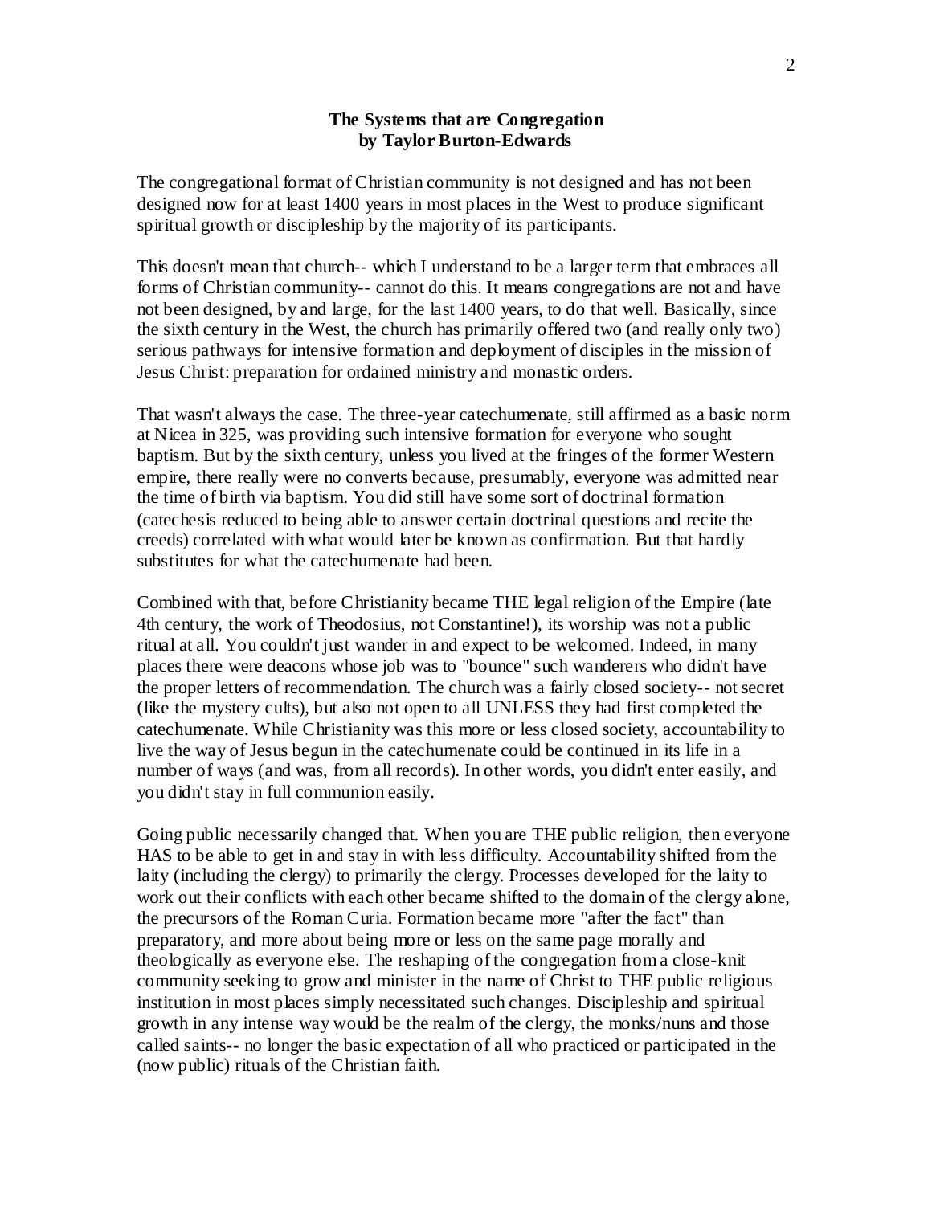**The Systems that are Congregation**
**by Taylor Burton-Edwards**

The congregational format of Christian community is not designed and has not been designed now for at least 1400 years in most places in the West to produce significant spiritual growth or discipleship by the majority of its participants.

This doesn't mean that church-- which I understand to be a larger term that embraces all forms of Christian community-- cannot do this. It means congregations are not and have not been designed, by and large, for the last 1400 years, to do that well. Basically, since the sixth century in the West, the church has primarily offered two (and really only two) serious pathways for intensive formation and deployment of disciples in the mission of Jesus Christ: preparation for ordained ministry and monastic orders.

That wasn't always the case. The three-year catechumenate, still affirmed as a basic norm at Nicea in 325, was providing such intensive formation for everyone who sought baptism. But by the sixth century, unless you lived at the fringes of the former Western empire, there really were no converts because, presumably, everyone was admitted near the time of birth via baptism. You did still have some sort of doctrinal formation (catechesis reduced to being able to answer certain doctrinal questions and recite the creeds) correlated with what would later be known as confirmation. But that hardly substitutes for what the catechumenate had been.

Combined with that, before Christianity became THE legal religion of the Empire (late 4th century, the work of Theodosius, not Constantine!), its worship was not a public ritual at all. You couldn't just wander in and expect to be welcomed. Indeed, in many places there were deacons whose job was to "bounce" such wanderers who didn't have the proper letters of recommendation. The church was a fairly closed society-- not secret (like the mystery cults), but also not open to all UNLESS they had first completed the catechumenate. While Christianity was this more or less closed society, accountability to live the way of Jesus begun in the catechumenate could be continued in its life in a number of ways (and was, from all records). In other words, you didn't enter easily, and you didn't stay in full communion easily.

Going public necessarily changed that. When you are THE public religion, then everyone HAS to be able to get in and stay in with less difficulty. Accountability shifted from the laity (including the clergy) to primarily the clergy. Processes developed for the laity to work out their conflicts with each other became shifted to the domain of the clergy alone, the precursors of the Roman Curia. Formation became more "after the fact" than preparatory, and more about being more or less on the same page morally and theologically as everyone else. The reshaping of the congregation from a close-knit community seeking to grow and minister in the name of Christ to THE public religious institution in most places simply necessitated such changes. Discipleship and spiritual growth in any intense way would be the realm of the clergy, the monks/nuns and those called saints-- no longer the basic expectation of all who practiced or participated in the (now public) rituals of the Christian faith.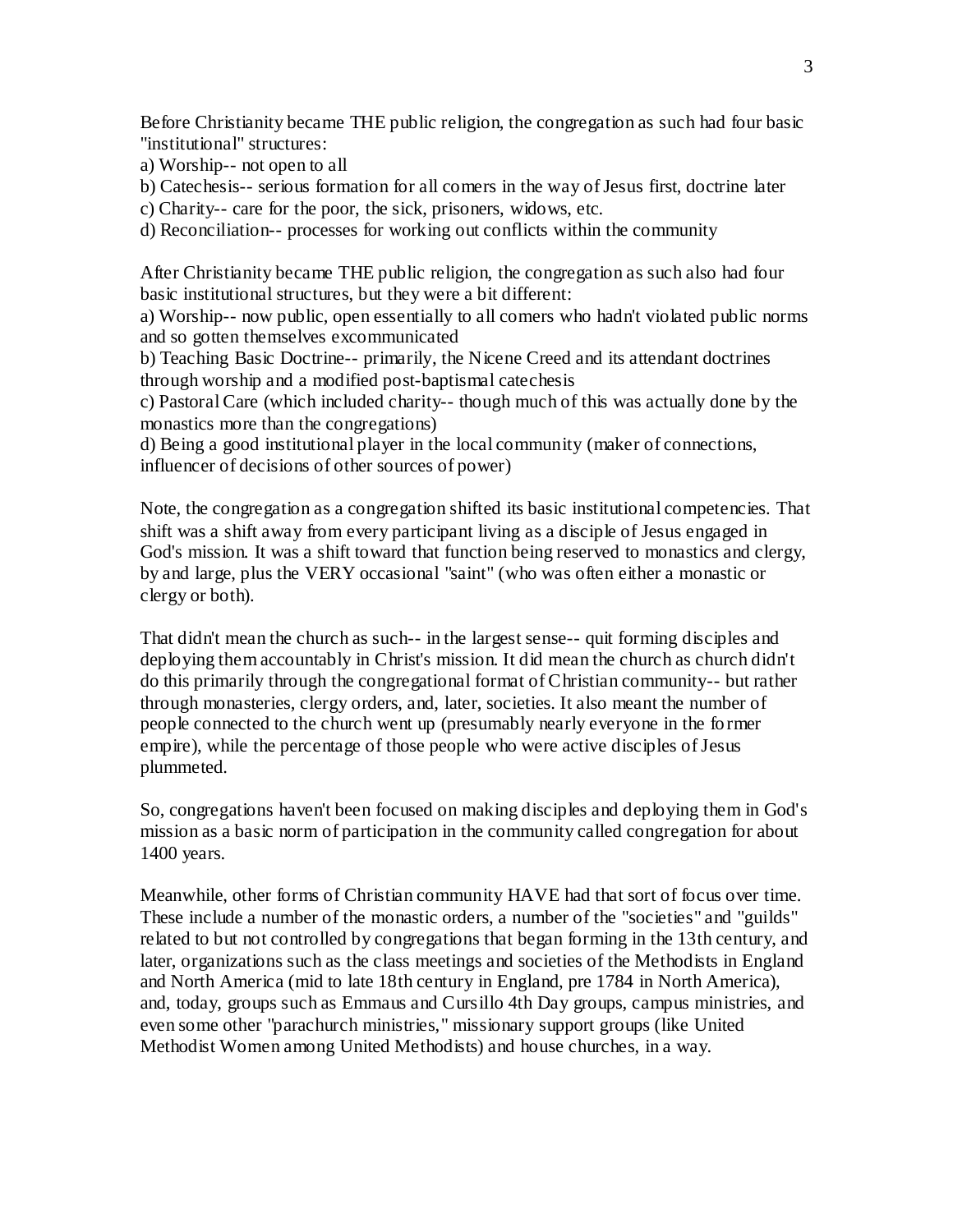Before Christianity became THE public religion, the congregation as such had four basic "institutional" structures:

a) Worship-- not open to all

b) Catechesis-- serious formation for all comers in the way of Jesus first, doctrine later

c) Charity-- care for the poor, the sick, prisoners, widows, etc.

d) Reconciliation-- processes for working out conflicts within the community

After Christianity became THE public religion, the congregation as such also had four basic institutional structures, but they were a bit different:

a) Worship-- now public, open essentially to all comers who hadn't violated public norms and so gotten themselves excommunicated

b) Teaching Basic Doctrine-- primarily, the Nicene Creed and its attendant doctrines through worship and a modified post-baptismal catechesis

c) Pastoral Care (which included charity-- though much of this was actually done by the monastics more than the congregations)

d) Being a good institutional player in the local community (maker of connections, influencer of decisions of other sources of power)

Note, the congregation as a congregation shifted its basic institutional competencies. That shift was a shift away from every participant living as a disciple of Jesus engaged in God's mission. It was a shift toward that function being reserved to monastics and clergy, by and large, plus the VERY occasional "saint" (who was often either a monastic or clergy or both).

That didn't mean the church as such-- in the largest sense-- quit forming disciples and deploying them accountably in Christ's mission. It did mean the church as church didn't do this primarily through the congregational format of Christian community-- but rather through monasteries, clergy orders, and, later, societies. It also meant the number of people connected to the church went up (presumably nearly everyone in the former empire), while the percentage of those people who were active disciples of Jesus plummeted.

So, congregations haven't been focused on making disciples and deploying them in God's mission as a basic norm of participation in the community called congregation for about 1400 years.

Meanwhile, other forms of Christian community HAVE had that sort of focus over time. These include a number of the monastic orders, a number of the "societies" and "guilds" related to but not controlled by congregations that began forming in the 13th century, and later, organizations such as the class meetings and societies of the Methodists in England and North America (mid to late 18th century in England, pre 1784 in North America), and, today, groups such as Emmaus and Cursillo 4th Day groups, campus ministries, and even some other "parachurch ministries," missionary support groups (like United Methodist Women among United Methodists) and house churches, in a way.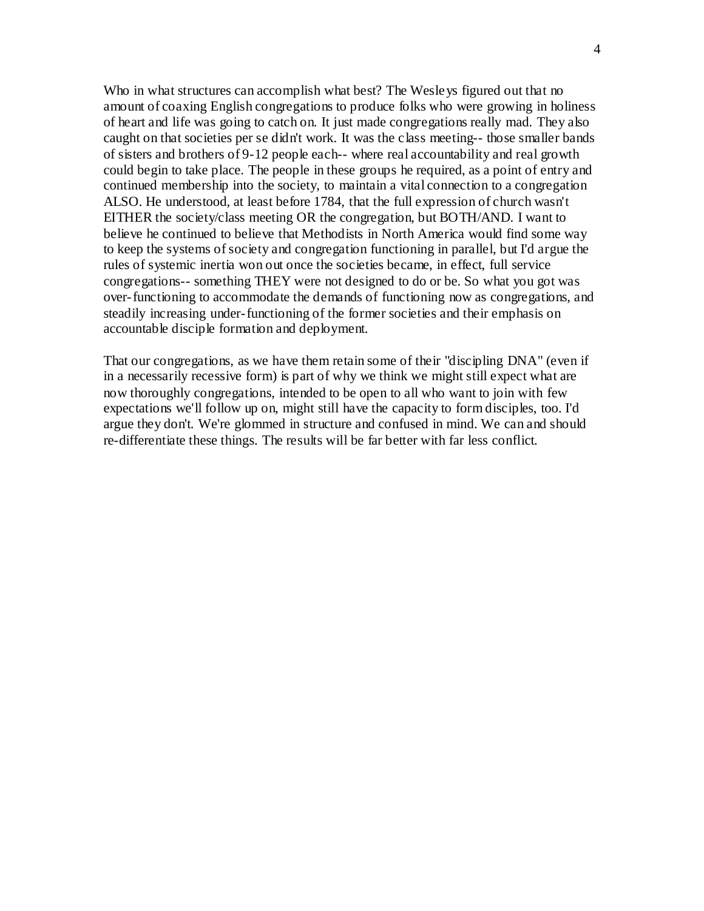Who in what structures can accomplish what best? The Wesleys figured out that no amount of coaxing English congregations to produce folks who were growing in holiness of heart and life was going to catch on. It just made congregations really mad. They also caught on that societies per se didn't work. It was the class meeting-- those smaller bands of sisters and brothers of 9-12 people each-- where real accountability and real growth could begin to take place. The people in these groups he required, as a point of entry and continued membership into the society, to maintain a vital connection to a congregation ALSO. He understood, at least before 1784, that the full expression of church wasn't EITHER the society/class meeting OR the congregation, but BOTH/AND. I want to believe he continued to believe that Methodists in North America would find some way to keep the systems of society and congregation functioning in parallel, but I'd argue the rules of systemic inertia won out once the societies became, in effect, full service congregations-- something THEY were not designed to do or be. So what you got was over-functioning to accommodate the demands of functioning now as congregations, and steadily increasing under-functioning of the former societies and their emphasis on accountable disciple formation and deployment.

That our congregations, as we have them retain some of their "discipling DNA" (even if in a necessarily recessive form) is part of why we think we might still expect what are now thoroughly congregations, intended to be open to all who want to join with few expectations we'll follow up on, might still have the capacity to form disciples, too. I'd argue they don't. We're glommed in structure and confused in mind. We can and should re-differentiate these things. The results will be far better with far less conflict.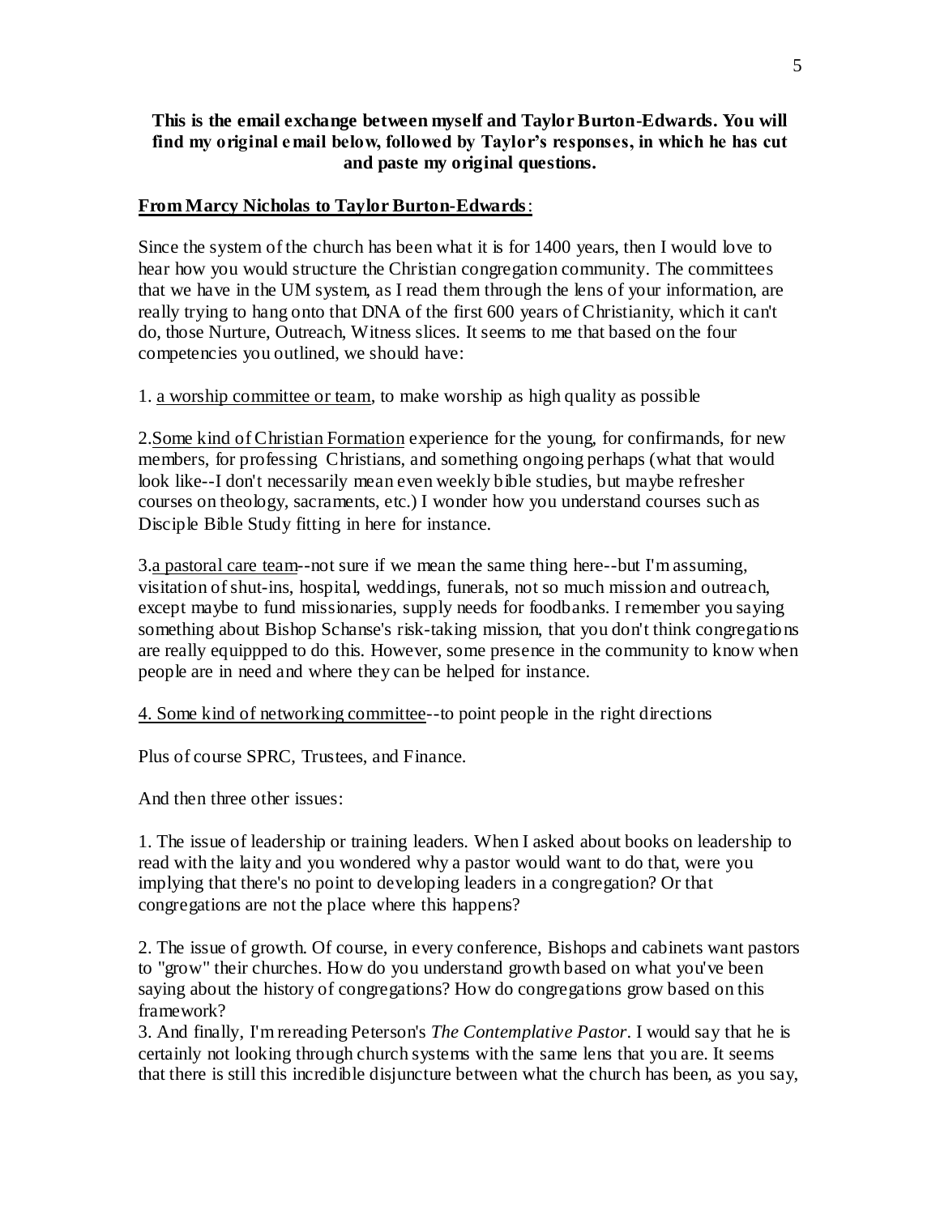**This is the email exchange between myself and Taylor Burton-Edwards. You will find my original email below, followed by Taylor's responses, in which he has cut and paste my original questions.**

<u>**From Marcy Nicholas to Taylor Burton-Edwards**</u>:

Since the system of the church has been what it is for 1400 years, then I would love to hear how you would structure the Christian congregation community. The committees that we have in the UM system, as I read them through the lens of your information, are really trying to hang onto that DNA of the first 600 years of Christianity, which it can't do, those Nurture, Outreach, Witness slices. It seems to me that based on the four competencies you outlined, we should have:

1. <u>a worship committee or team</u>, to make worship as high quality as possible

2.<u>Some kind of Christian Formation</u> experience for the young, for confirmands, for new members, for professing Christians, and something ongoing perhaps (what that would look like--I don't necessarily mean even weekly bible studies, but maybe refresher courses on theology, sacraments, etc.) I wonder how you understand courses such as Disciple Bible Study fitting in here for instance.

3.<u>a pastoral care team</u>--not sure if we mean the same thing here--but I'm assuming, visitation of shut-ins, hospital, weddings, funerals, not so much mission and outreach, except maybe to fund missionaries, supply needs for foodbanks. I remember you saying something about Bishop Schanse's risk-taking mission, that you don't think congregations are really equippped to do this. However, some presence in the community to know when people are in need and where they can be helped for instance.

<u>4. Some kind of networking committee</u>--to point people in the right directions

Plus of course SPRC, Trustees, and Finance.

And then three other issues:

1. The issue of leadership or training leaders. When I asked about books on leadership to read with the laity and you wondered why a pastor would want to do that, were you implying that there's no point to developing leaders in a congregation? Or that congregations are not the place where this happens?

2. The issue of growth. Of course, in every conference, Bishops and cabinets want pastors to "grow" their churches. How do you understand growth based on what you've been saying about the history of congregations? How do congregations grow based on this framework?

3. And finally, I'm rereading Peterson's *The Contemplative Pastor*. I would say that he is certainly not looking through church systems with the same lens that you are. It seems that there is still this incredible disjuncture between what the church has been, as you say,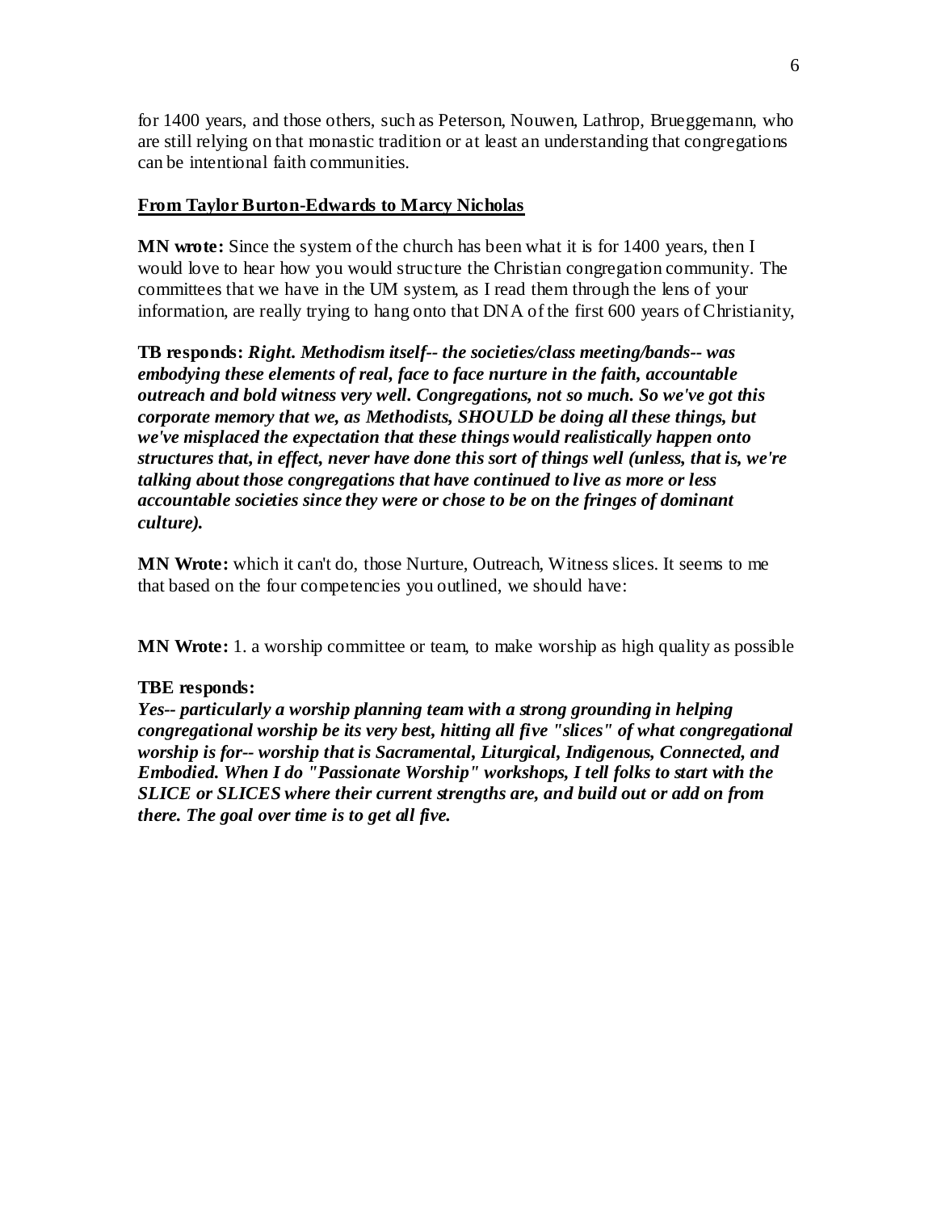for 1400 years, and those others, such as Peterson, Nouwen, Lathrop, Brueggemann, who are still relying on that monastic tradition or at least an understanding that congregations can be intentional faith communities.

**From Taylor Burton-Edwards to Marcy Nicholas**

**MN wrote:** Since the system of the church has been what it is for 1400 years, then I would love to hear how you would structure the Christian congregation community. The committees that we have in the UM system, as I read them through the lens of your information, are really trying to hang onto that DNA of the first 600 years of Christianity,

**TB responds:** ***Right. Methodism itself-- the societies/class meeting/bands-- was embodying these elements of real, face to face nurture in the faith, accountable outreach and bold witness very well. Congregations, not so much. So we've got this corporate memory that we, as Methodists, SHOULD be doing all these things, but we've misplaced the expectation that these things would realistically happen onto structures that, in effect, never have done this sort of things well (unless, that is, we're talking about those congregations that have continued to live as more or less accountable societies since they were or chose to be on the fringes of dominant culture).***

**MN Wrote:** which it can't do, those Nurture, Outreach, Witness slices. It seems to me that based on the four competencies you outlined, we should have:

**MN Wrote:** 1. a worship committee or team, to make worship as high quality as possible

**TBE responds:**
***Yes-- particularly a worship planning team with a strong grounding in helping congregational worship be its very best, hitting all five "slices" of what congregational worship is for-- worship that is Sacramental, Liturgical, Indigenous, Connected, and Embodied. When I do "Passionate Worship" workshops, I tell folks to start with the SLICE or SLICES where their current strengths are, and build out or add on from there. The goal over time is to get all five.***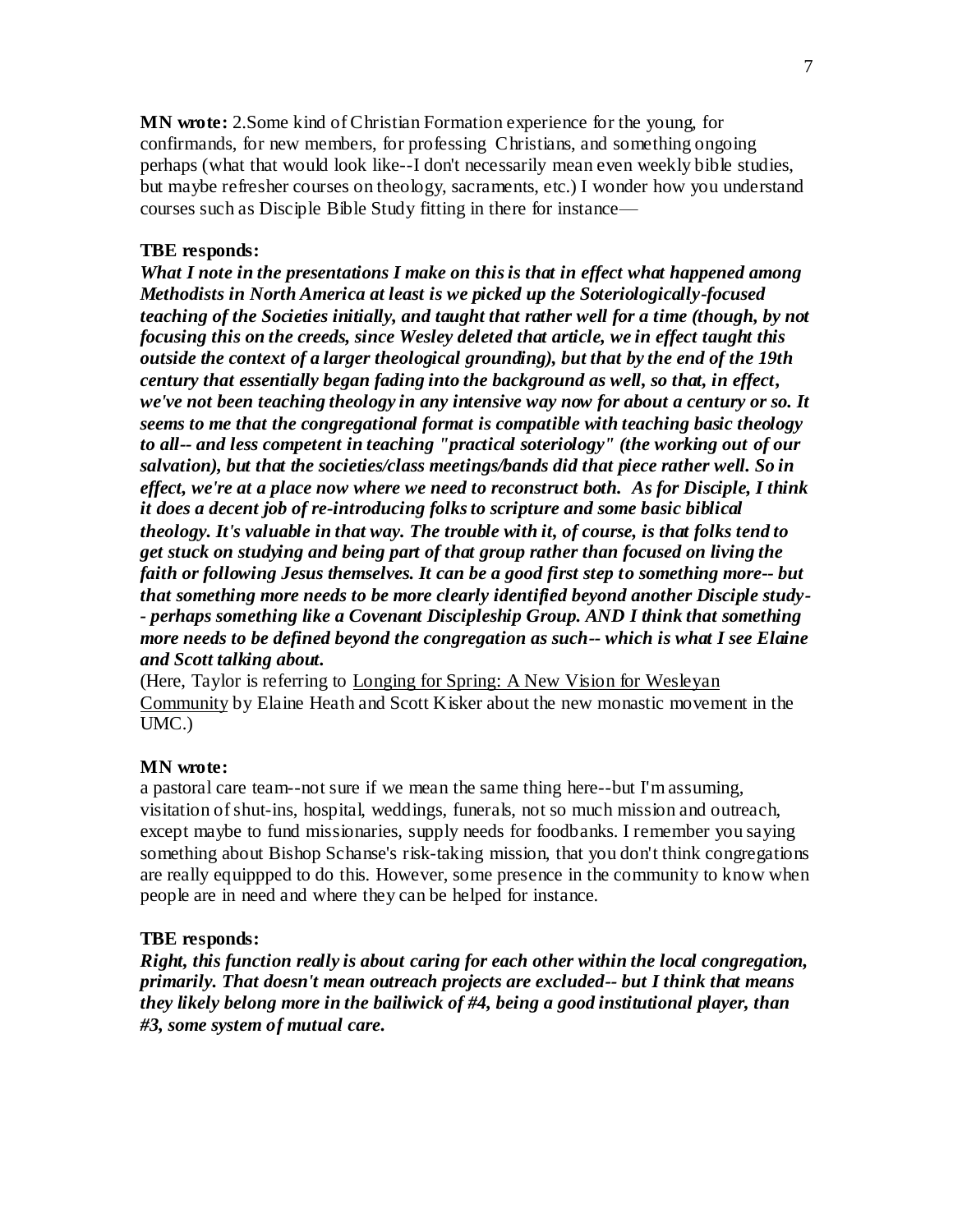**MN wrote:** 2.Some kind of Christian Formation experience for the young, for confirmands, for new members, for professing Christians, and something ongoing perhaps (what that would look like--I don't necessarily mean even weekly bible studies, but maybe refresher courses on theology, sacraments, etc.) I wonder how you understand courses such as Disciple Bible Study fitting in there for instance—

**TBE responds:**

***What I note in the presentations I make on this is that in effect what happened among Methodists in North America at least is we picked up the Soteriologically-focused teaching of the Societies initially, and taught that rather well for a time (though, by not focusing this on the creeds, since Wesley deleted that article, we in effect taught this outside the context of a larger theological grounding), but that by the end of the 19th century that essentially began fading into the background as well, so that, in effect, we've not been teaching theology in any intensive way now for about a century or so. It seems to me that the congregational format is compatible with teaching basic theology to all-- and less competent in teaching "practical soteriology" (the working out of our salvation), but that the societies/class meetings/bands did that piece rather well. So in effect, we're at a place now where we need to reconstruct both. As for Disciple, I think it does a decent job of re-introducing folks to scripture and some basic biblical theology. It's valuable in that way. The trouble with it, of course, is that folks tend to get stuck on studying and being part of that group rather than focused on living the faith or following Jesus themselves. It can be a good first step to something more-- but that something more needs to be more clearly identified beyond another Disciple study-- perhaps something like a Covenant Discipleship Group. AND I think that something more needs to be defined beyond the congregation as such-- which is what I see Elaine and Scott talking about.***

(Here, Taylor is referring to Longing for Spring: A New Vision for Wesleyan Community by Elaine Heath and Scott Kisker about the new monastic movement in the UMC.)

**MN wrote:**

a pastoral care team--not sure if we mean the same thing here--but I'm assuming, visitation of shut-ins, hospital, weddings, funerals, not so much mission and outreach, except maybe to fund missionaries, supply needs for foodbanks. I remember you saying something about Bishop Schanse's risk-taking mission, that you don't think congregations are really equippped to do this. However, some presence in the community to know when people are in need and where they can be helped for instance.

**TBE responds:**

***Right, this function really is about caring for each other within the local congregation, primarily. That doesn't mean outreach projects are excluded-- but I think that means they likely belong more in the bailiwick of #4, being a good institutional player, than #3, some system of mutual care.***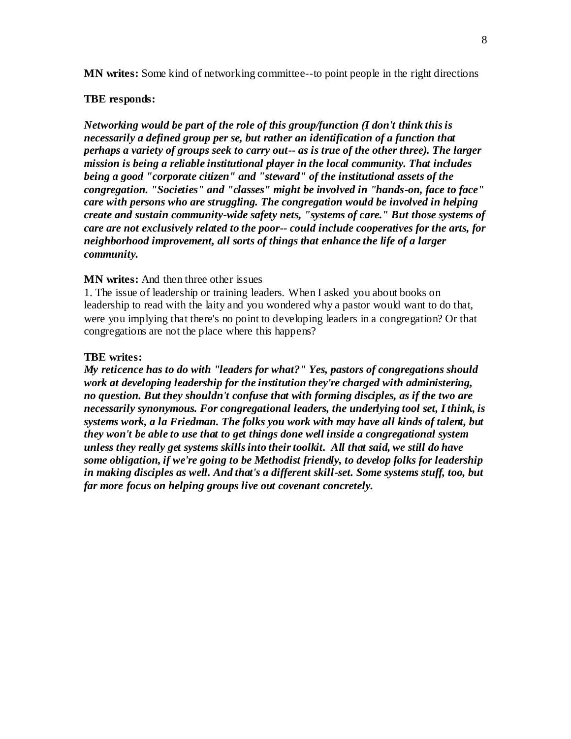**MN writes:** Some kind of networking committee--to point people in the right directions

**TBE responds:**

***Networking would be part of the role of this group/function (I don't think this is necessarily a defined group per se, but rather an identification of a function that perhaps a variety of groups seek to carry out-- as is true of the other three). The larger mission is being a reliable institutional player in the local community. That includes being a good "corporate citizen" and "steward" of the institutional assets of the congregation. "Societies" and "classes" might be involved in "hands-on, face to face" care with persons who are struggling. The congregation would be involved in helping create and sustain community-wide safety nets, "systems of care." But those systems of care are not exclusively related to the poor-- could include cooperatives for the arts, for neighborhood improvement, all sorts of things that enhance the life of a larger community.***

**MN writes:** And then three other issues

1. The issue of leadership or training leaders. When I asked you about books on leadership to read with the laity and you wondered why a pastor would want to do that, were you implying that there's no point to developing leaders in a congregation? Or that congregations are not the place where this happens?

**TBE writes:**

***My reticence has to do with "leaders for what?" Yes, pastors of congregations should work at developing leadership for the institution they're charged with administering, no question. But they shouldn't confuse that with forming disciples, as if the two are necessarily synonymous. For congregational leaders, the underlying tool set, I think, is systems work, a la Friedman. The folks you work with may have all kinds of talent, but they won't be able to use that to get things done well inside a congregational system unless they really get systems skills into their toolkit. All that said, we still do have some obligation, if we're going to be Methodist friendly, to develop folks for leadership in making disciples as well. And that's a different skill-set. Some systems stuff, too, but far more focus on helping groups live out covenant concretely.***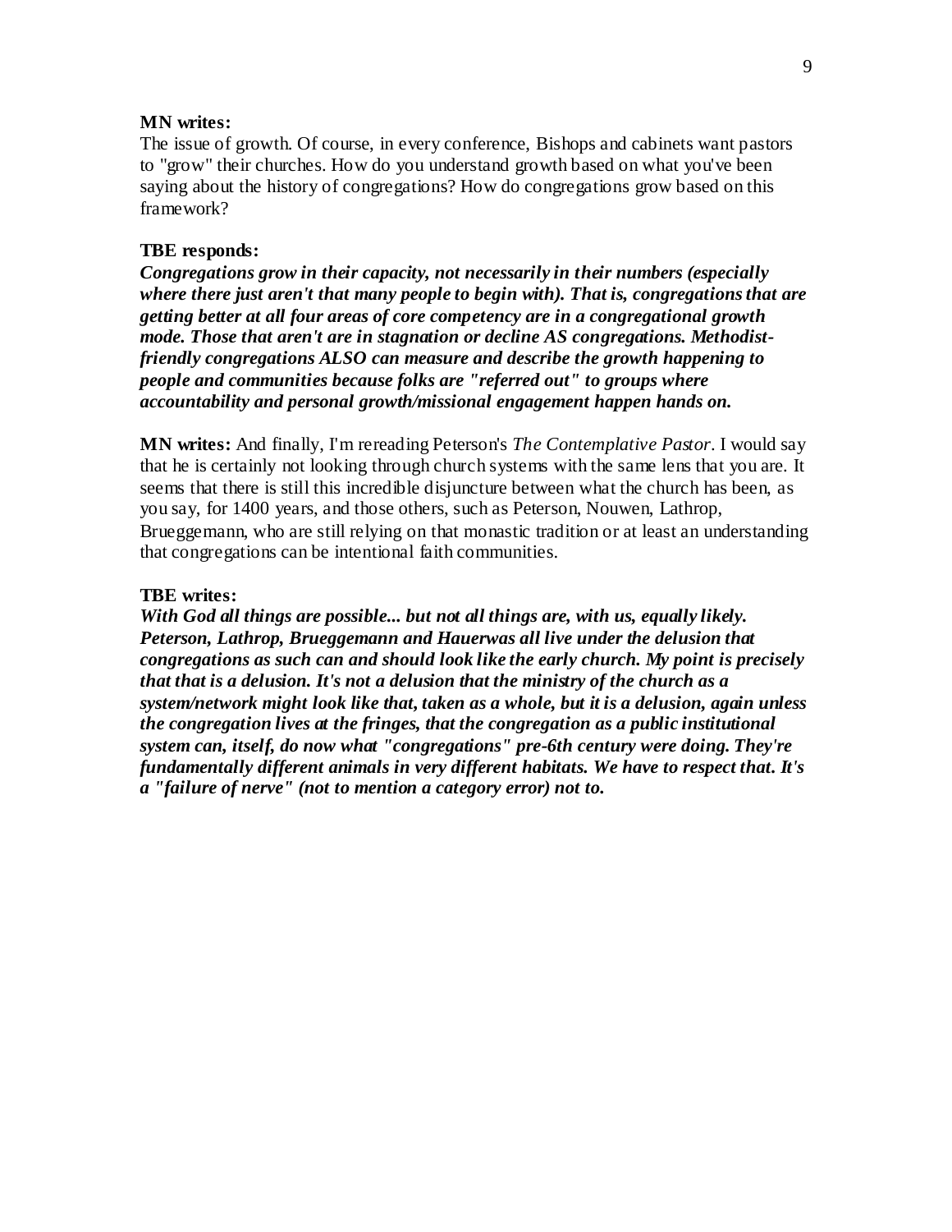**MN writes:**
The issue of growth. Of course, in every conference, Bishops and cabinets want pastors to "grow" their churches. How do you understand growth based on what you've been saying about the history of congregations? How do congregations grow based on this framework?

**TBE responds:**
***Congregations grow in their capacity, not necessarily in their numbers (especially where there just aren't that many people to begin with). That is, congregations that are getting better at all four areas of core competency are in a congregational growth mode. Those that aren't are in stagnation or decline AS congregations. Methodist-friendly congregations ALSO can measure and describe the growth happening to people and communities because folks are "referred out" to groups where accountability and personal growth/missional engagement happen hands on.***

**MN writes:** And finally, I'm rereading Peterson's *The Contemplative Pastor*. I would say that he is certainly not looking through church systems with the same lens that you are. It seems that there is still this incredible disjuncture between what the church has been, as you say, for 1400 years, and those others, such as Peterson, Nouwen, Lathrop, Brueggemann, who are still relying on that monastic tradition or at least an understanding that congregations can be intentional faith communities.

**TBE writes:**
***With God all things are possible... but not all things are, with us, equally likely. Peterson, Lathrop, Brueggemann and Hauerwas all live under the delusion that congregations as such can and should look like the early church. My point is precisely that that is a delusion. It's not a delusion that the ministry of the church as a system/network might look like that, taken as a whole, but it is a delusion, again unless the congregation lives at the fringes, that the congregation as a public institutional system can, itself, do now what "congregations" pre-6th century were doing. They're fundamentally different animals in very different habitats. We have to respect that. It's a "failure of nerve" (not to mention a category error) not to.***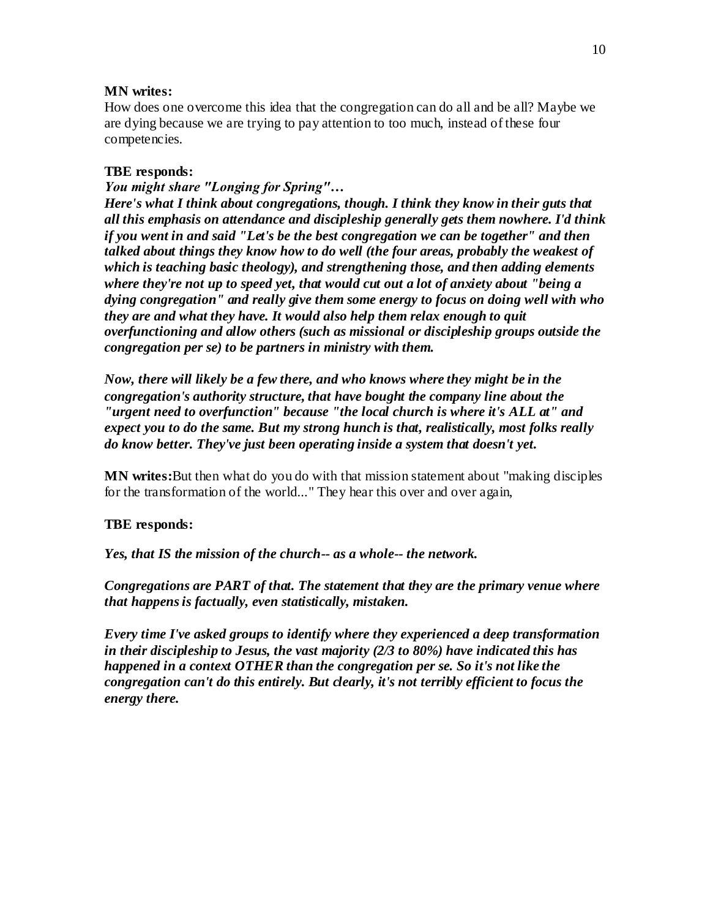**MN writes:**
How does one overcome this idea that the congregation can do all and be all? Maybe we are dying because we are trying to pay attention to too much, instead of these four competencies.

**TBE responds:**
***You might share "Longing for Spring"…***
***Here's what I think about congregations, though. I think they know in their guts that all this emphasis on attendance and discipleship generally gets them nowhere. I'd think if you went in and said "Let's be the best congregation we can be together" and then talked about things they know how to do well (the four areas, probably the weakest of which is teaching basic theology), and strengthening those, and then adding elements where they're not up to speed yet, that would cut out a lot of anxiety about "being a dying congregation" and really give them some energy to focus on doing well with who they are and what they have. It would also help them relax enough to quit overfunctioning and allow others (such as missional or discipleship groups outside the congregation per se) to be partners in ministry with them.***

***Now, there will likely be a few there, and who knows where they might be in the congregation's authority structure, that have bought the company line about the "urgent need to overfunction" because "the local church is where it's ALL at" and expect you to do the same. But my strong hunch is that, realistically, most folks really do know better. They've just been operating inside a system that doesn't yet.***

**MN writes:** But then what do you do with that mission statement about "making disciples for the transformation of the world..." They hear this over and over again,

**TBE responds:**

***Yes, that IS the mission of the church-- as a whole-- the network.***

***Congregations are PART of that. The statement that they are the primary venue where that happens is factually, even statistically, mistaken.***

***Every time I've asked groups to identify where they experienced a deep transformation in their discipleship to Jesus, the vast majority (2/3 to 80%) have indicated this has happened in a context OTHER than the congregation per se. So it's not like the congregation can't do this entirely. But clearly, it's not terribly efficient to focus the energy there.***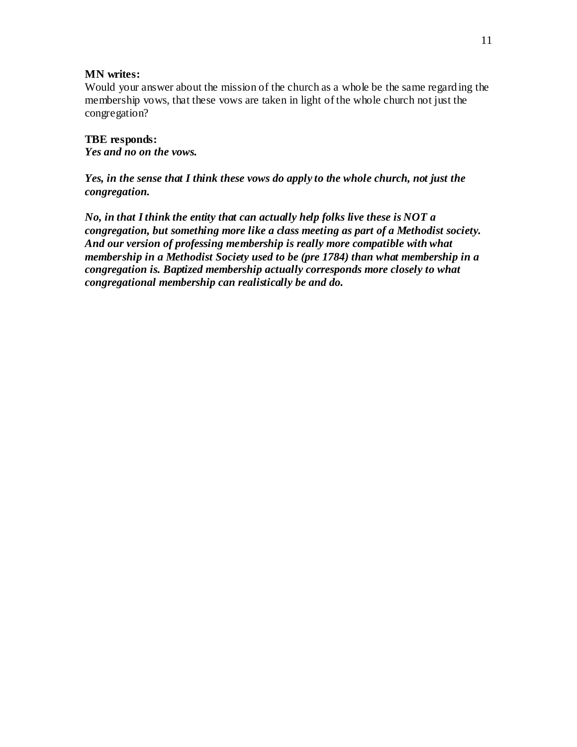**MN writes:**
Would your answer about the mission of the church as a whole be the same regarding the membership vows, that these vows are taken in light of the whole church not just the congregation?

**TBE responds:**
***Yes and no on the vows.***

***Yes, in the sense that I think these vows do apply to the whole church, not just the congregation.***

***No, in that I think the entity that can actually help folks live these is NOT a congregation, but something more like a class meeting as part of a Methodist society. And our version of professing membership is really more compatible with what membership in a Methodist Society used to be (pre 1784) than what membership in a congregation is. Baptized membership actually corresponds more closely to what congregational membership can realistically be and do.***